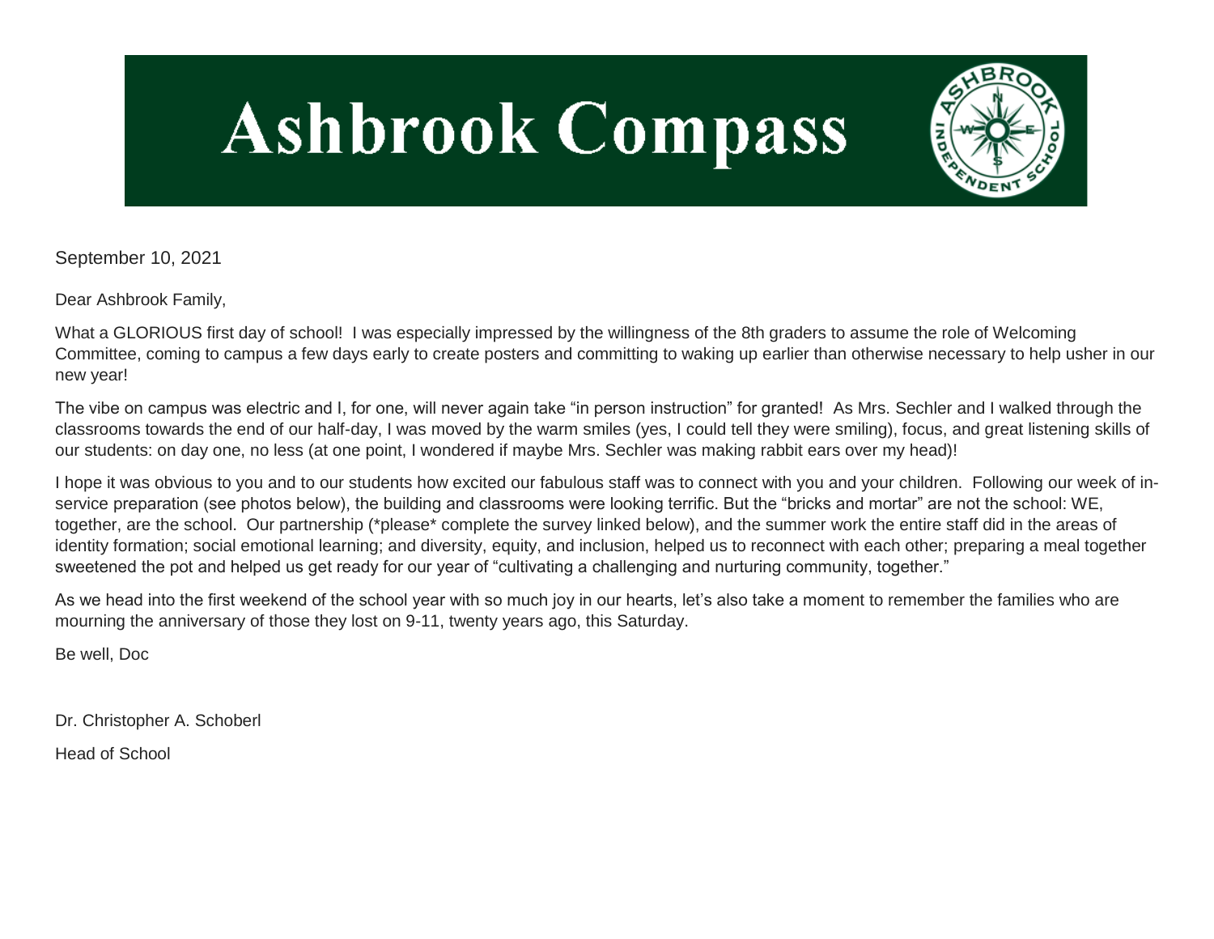# Ashbrook Compass

September 10, 2021

Dear Ashbrook Family,

What a GLORIOUS first day of school! I was especially impressed by the willingness of the 8th graders to assume the role of Welcoming Committee, coming to campus a few days early to create posters and committing to waking up earlier than otherwise necessary to help usher in our new year!

The vibe on campus was electric and I, for one, will never again take "in person instruction" for granted! As Mrs. Sechler and I walked through the classrooms towards the end of our half-day, I was moved by the warm smiles (yes, I could tell they were smiling), focus, and great listening skills of our students: on day one, no less (at one point, I wondered if maybe Mrs. Sechler was making rabbit ears over my head)!

I hope it was obvious to you and to our students how excited our fabulous staff was to connect with you and your children. Following our week of in-service preparation (see photos below), the building and classrooms were looking terrific. But the "bricks and mortar" are not the school: WE, together, are the school. Our partnership (*please* complete the survey linked below), and the summer work the entire staff did in the areas of identity formation; social emotional learning; and diversity, equity, and inclusion, helped us to reconnect with each other; preparing a meal together sweetened the pot and helped us get ready for our year of "cultivating a challenging and nurturing community, together."

As we head into the first weekend of the school year with so much joy in our hearts, let's also take a moment to remember the families who are mourning the anniversary of those they lost on 9-11, twenty years ago, this Saturday.

Be well, Doc

Dr. Christopher A. Schoberl

Head of School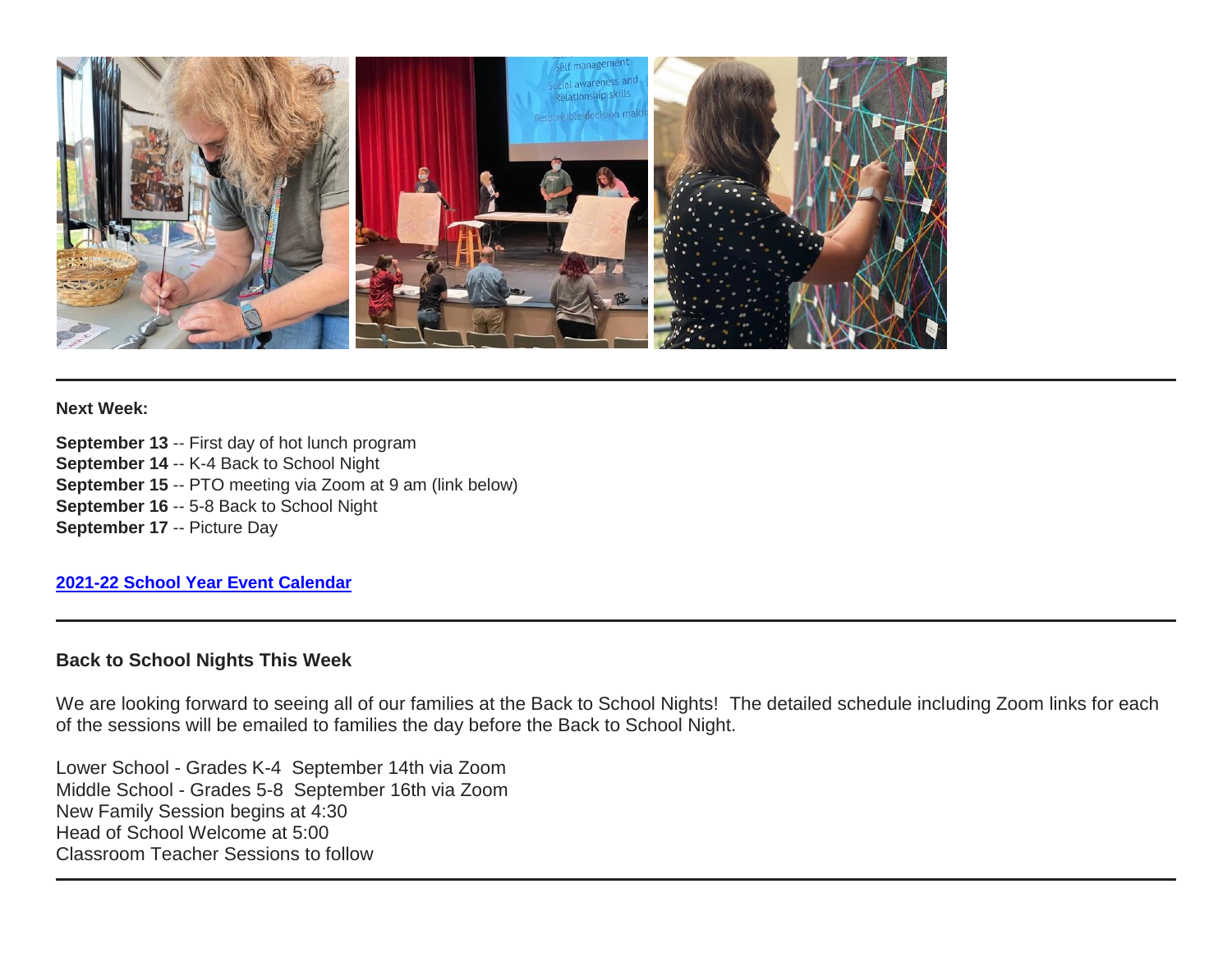**Next Week:**

**September 13** -- First day of hot lunch program
**September 14** -- K-4 Back to School Night
**September 15** -- PTO meeting via Zoom at 9 am (link below)
**September 16** -- 5-8 Back to School Night
**September 17** -- Picture Day

**2021-22 School Year Event Calendar**

---

### Back to School Nights This Week

We are looking forward to seeing all of our families at the Back to School Nights! The detailed schedule including Zoom links for each of the sessions will be emailed to families the day before the Back to School Night.

Lower School - Grades K-4 September 14th via Zoom
Middle School - Grades 5-8 September 16th via Zoom
New Family Session begins at 4:30
Head of School Welcome at 5:00
Classroom Teacher Sessions to follow

---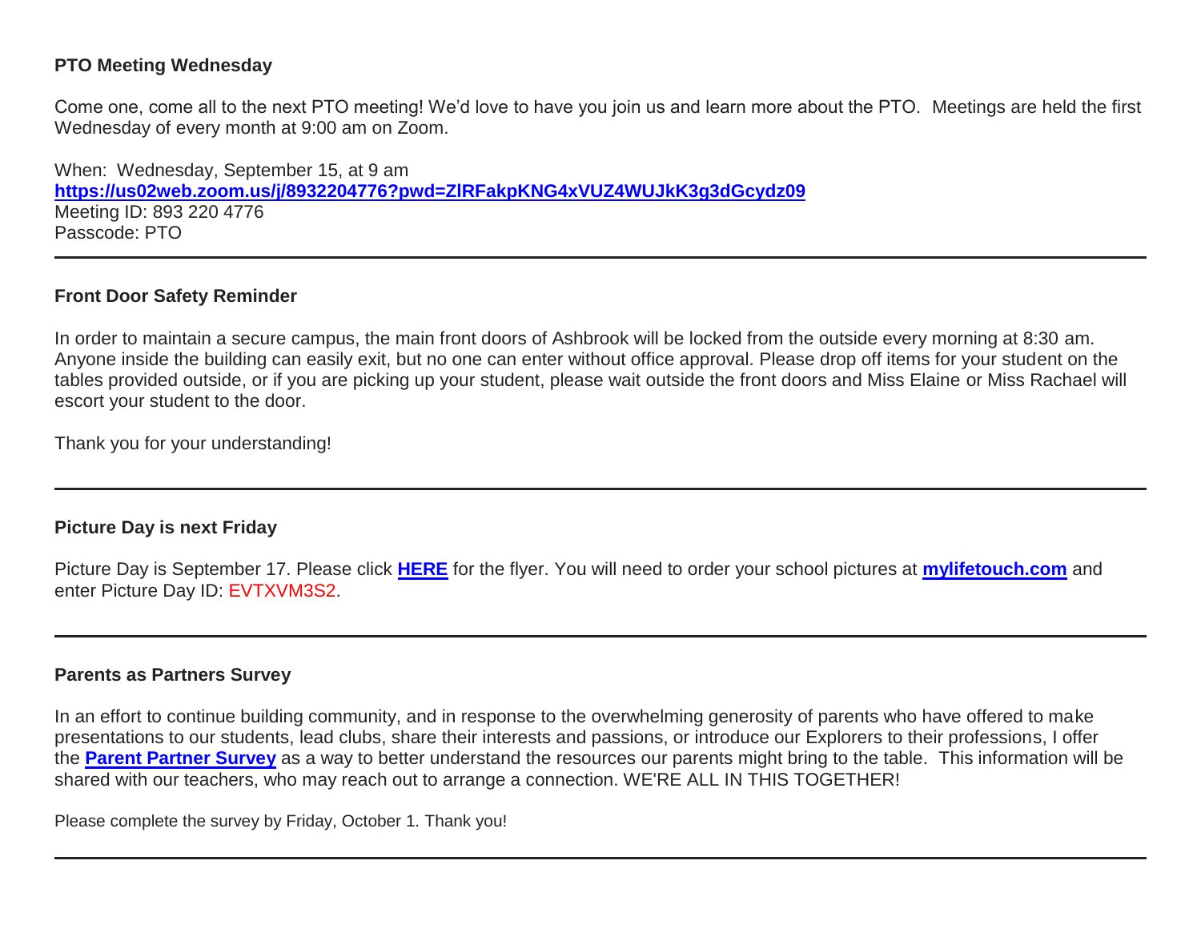**PTO Meeting Wednesday**

Come one, come all to the next PTO meeting! We'd love to have you join us and learn more about the PTO. Meetings are held the first Wednesday of every month at 9:00 am on Zoom.

When: Wednesday, September 15, at 9 am
**https://us02web.zoom.us/j/8932204776?pwd=ZlRFakpKNG4xVUZ4WUJkK3g3dGcydz09**
Meeting ID: 893 220 4776
Passcode: PTO

---

**Front Door Safety Reminder**

In order to maintain a secure campus, the main front doors of Ashbrook will be locked from the outside every morning at 8:30 am. Anyone inside the building can easily exit, but no one can enter without office approval. Please drop off items for your student on the tables provided outside, or if you are picking up your student, please wait outside the front doors and Miss Elaine or Miss Rachael will escort your student to the door.

Thank you for your understanding!

---

**Picture Day is next Friday**

Picture Day is September 17. Please click **HERE** for the flyer. You will need to order your school pictures at **mylifetouch.com** and enter Picture Day ID: EVTXVM3S2.

---

**Parents as Partners Survey**

In an effort to continue building community, and in response to the overwhelming generosity of parents who have offered to make presentations to our students, lead clubs, share their interests and passions, or introduce our Explorers to their professions, I offer the **Parent Partner Survey** as a way to better understand the resources our parents might bring to the table. This information will be shared with our teachers, who may reach out to arrange a connection. WE'RE ALL IN THIS TOGETHER!

Please complete the survey by Friday, October 1. Thank you!

---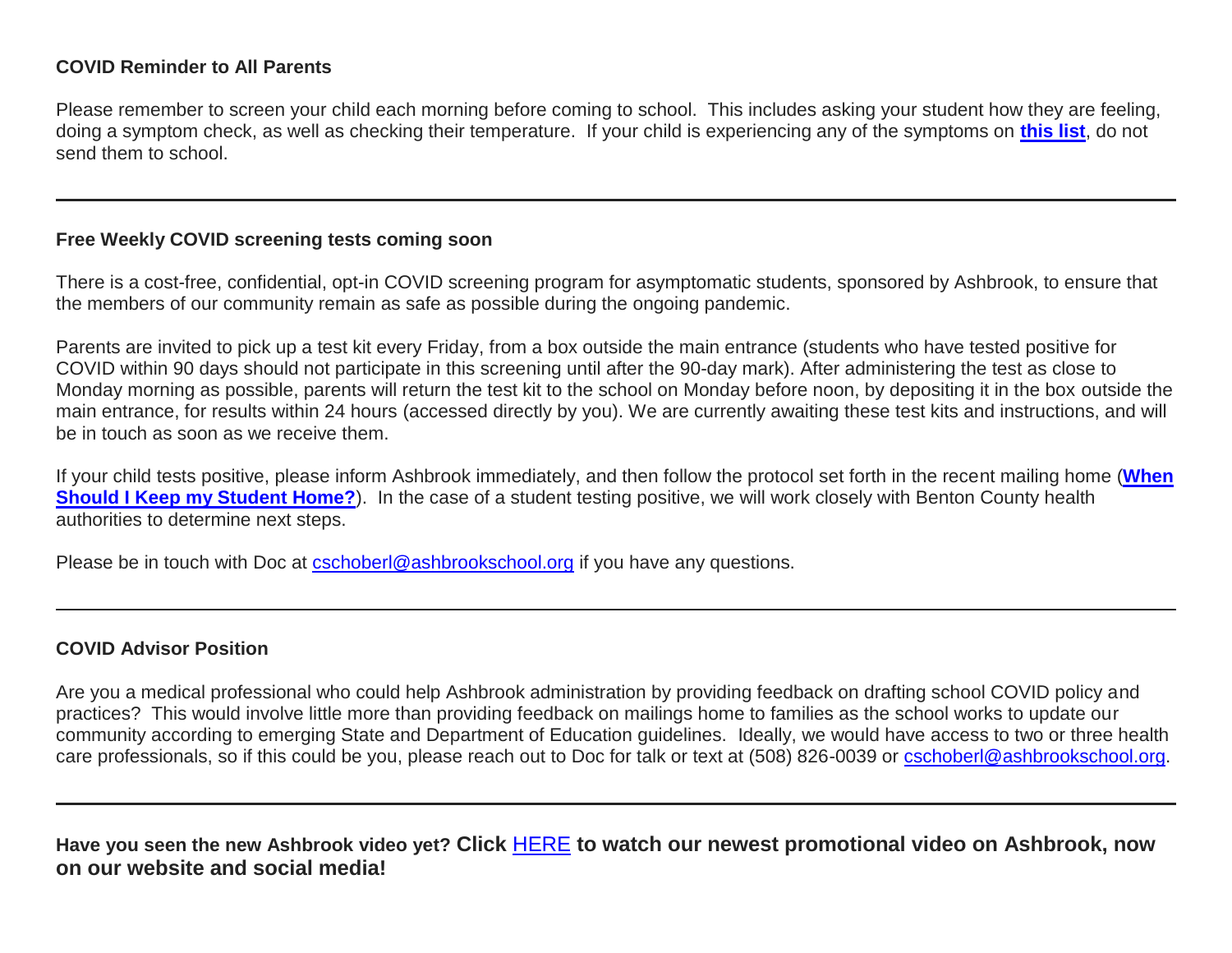**COVID Reminder to All Parents**

Please remember to screen your child each morning before coming to school. This includes asking your student how they are feeling, doing a symptom check, as well as checking their temperature. If your child is experiencing any of the symptoms on **this list**, do not send them to school.

---

**Free Weekly COVID screening tests coming soon**

There is a cost-free, confidential, opt-in COVID screening program for asymptomatic students, sponsored by Ashbrook, to ensure that the members of our community remain as safe as possible during the ongoing pandemic.

Parents are invited to pick up a test kit every Friday, from a box outside the main entrance (students who have tested positive for COVID within 90 days should not participate in this screening until after the 90-day mark). After administering the test as close to Monday morning as possible, parents will return the test kit to the school on Monday before noon, by depositing it in the box outside the main entrance, for results within 24 hours (accessed directly by you). We are currently awaiting these test kits and instructions, and will be in touch as soon as we receive them.

If your child tests positive, please inform Ashbrook immediately, and then follow the protocol set forth in the recent mailing home (**When Should I Keep my Student Home?**). In the case of a student testing positive, we will work closely with Benton County health authorities to determine next steps.

Please be in touch with Doc at cschoberl@ashbrookschool.org if you have any questions.

---

**COVID Advisor Position**

Are you a medical professional who could help Ashbrook administration by providing feedback on drafting school COVID policy and practices? This would involve little more than providing feedback on mailings home to families as the school works to update our community according to emerging State and Department of Education guidelines. Ideally, we would have access to two or three health care professionals, so if this could be you, please reach out to Doc for talk or text at (508) 826-0039 or cschoberl@ashbrookschool.org.

---

**Have you seen the new Ashbrook video yet? Click HERE to watch our newest promotional video on Ashbrook, now on our website and social media!**